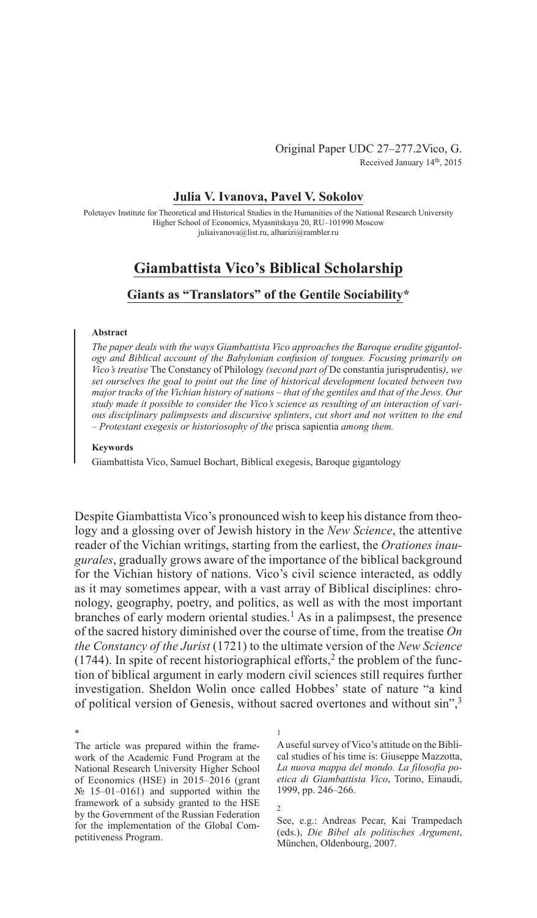Original Paper UDC 27–277.2Vico, G.
Received January 14th, 2015

**Julia V. Ivanova, Pavel V. Sokolov**

Poletayev Institute for Theoretical and Historical Studies in the Humanities of the National Research University Higher School of Economics, Myasnitskaya 20, RU–101990 Moscow
juliaivanova@list.ru, alharizi@rambler.ru

# Giambattista Vico's Biblical Scholarship

## Giants as "Translators" of the Gentile Sociability*

### Abstract

*The paper deals with the ways Giambattista Vico approaches the Baroque erudite gigantology and Biblical account of the Babylonian confusion of tongues. Focusing primarily on Vico's treatise* The Constancy of Philology *(second part of* De constantia jurisprudentis*), we set ourselves the goal to point out the line of historical development located between two major tracks of the Vichian history of nations – that of the gentiles and that of the Jews. Our study made it possible to consider the Vico's science as resulting of an interaction of various disciplinary palimpsests and discursive splinters, cut short and not written to the end – Protestant exegesis or historiosophy of the* prisca sapientia *among them.*

### Keywords

Giambattista Vico, Samuel Bochart, Biblical exegesis, Baroque gigantology

Despite Giambattista Vico's pronounced wish to keep his distance from theology and a glossing over of Jewish history in the *New Science*, the attentive reader of the Vichian writings, starting from the earliest, the *Orationes inaugurales*, gradually grows aware of the importance of the biblical background for the Vichian history of nations. Vico's civil science interacted, as oddly as it may sometimes appear, with a vast array of Biblical disciplines: chronology, geography, poetry, and politics, as well as with the most important branches of early modern oriental studies.[1] As in a palimpsest, the presence of the sacred history diminished over the course of time, from the treatise *On the Constancy of the Jurist* (1721) to the ultimate version of the *New Science* (1744). In spite of recent historiographical efforts,[2] the problem of the function of biblical argument in early modern civil sciences still requires further investigation. Sheldon Wolin once called Hobbes' state of nature "a kind of political version of Genesis, without sacred overtones and without sin",[3]

---

\* The article was prepared within the framework of the Academic Fund Program at the National Research University Higher School of Economics (HSE) in 2015–2016 (grant № 15–01–0161) and supported within the framework of a subsidy granted to the HSE by the Government of the Russian Federation for the implementation of the Global Competitiveness Program.

1 A useful survey of Vico's attitude on the Biblical studies of his time is: Giuseppe Mazzotta, *La nuova mappa del mondo. La filosofia poetica di Giambattista Vico*, Torino, Einaudi, 1999, pp. 246–266.

2 See, e.g.: Andreas Pecar, Kai Trampedach (eds.), *Die Bibel als politisches Argument*, München, Oldenbourg, 2007.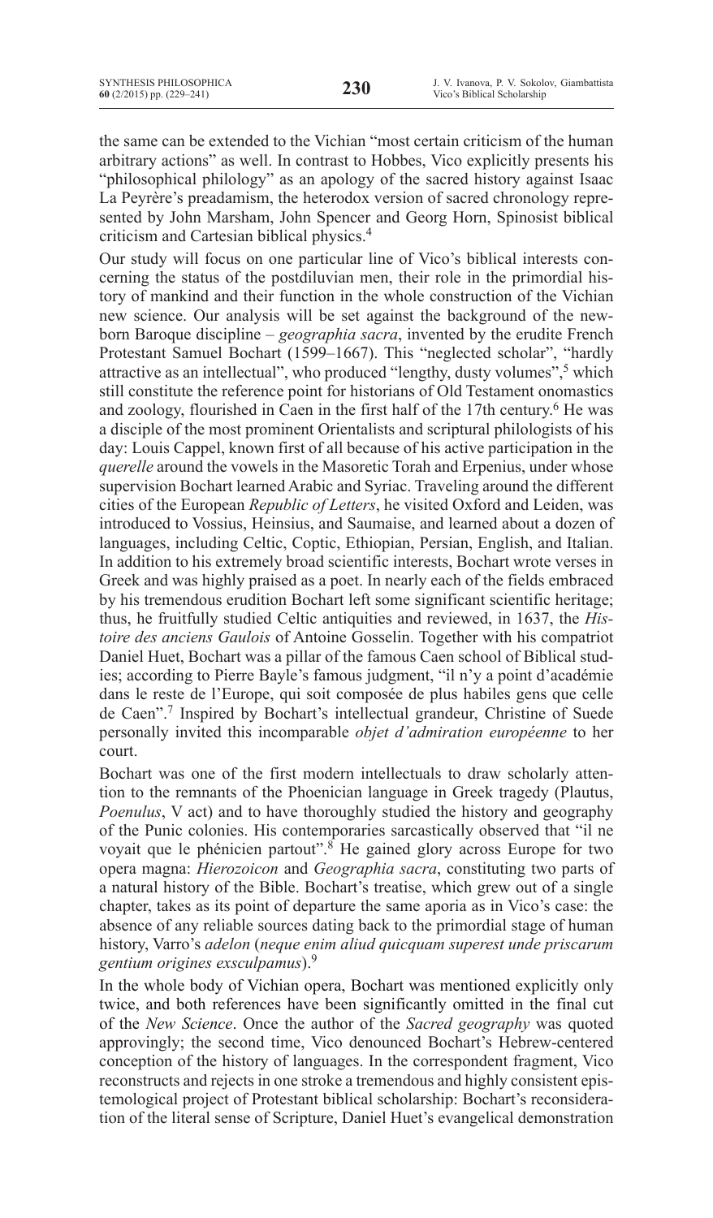the same can be extended to the Vichian "most certain criticism of the human arbitrary actions" as well. In contrast to Hobbes, Vico explicitly presents his "philosophical philology" as an apology of the sacred history against Isaac La Peyrère's preadamism, the heterodox version of sacred chronology represented by John Marsham, John Spencer and Georg Horn, Spinosist biblical criticism and Cartesian biblical physics.[4]

Our study will focus on one particular line of Vico's biblical interests concerning the status of the postdiluvian men, their role in the primordial history of mankind and their function in the whole construction of the Vichian new science. Our analysis will be set against the background of the newborn Baroque discipline – *geographia sacra*, invented by the erudite French Protestant Samuel Bochart (1599–1667). This "neglected scholar", "hardly attractive as an intellectual", who produced "lengthy, dusty volumes",[5] which still constitute the reference point for historians of Old Testament onomastics and zoology, flourished in Caen in the first half of the 17th century.[6] He was a disciple of the most prominent Orientalists and scriptural philologists of his day: Louis Cappel, known first of all because of his active participation in the *querelle* around the vowels in the Masoretic Torah and Erpenius, under whose supervision Bochart learned Arabic and Syriac. Traveling around the different cities of the European *Republic of Letters*, he visited Oxford and Leiden, was introduced to Vossius, Heinsius, and Saumaise, and learned about a dozen of languages, including Celtic, Coptic, Ethiopian, Persian, English, and Italian. In addition to his extremely broad scientific interests, Bochart wrote verses in Greek and was highly praised as a poet. In nearly each of the fields embraced by his tremendous erudition Bochart left some significant scientific heritage; thus, he fruitfully studied Celtic antiquities and reviewed, in 1637, the *Histoire des anciens Gaulois* of Antoine Gosselin. Together with his compatriot Daniel Huet, Bochart was a pillar of the famous Caen school of Biblical studies; according to Pierre Bayle's famous judgment, "il n'y a point d'académie dans le reste de l'Europe, qui soit composée de plus habiles gens que celle de Caen".[7] Inspired by Bochart's intellectual grandeur, Christine of Suede personally invited this incomparable *objet d'admiration européenne* to her court.

Bochart was one of the first modern intellectuals to draw scholarly attention to the remnants of the Phoenician language in Greek tragedy (Plautus, *Poenulus*, V act) and to have thoroughly studied the history and geography of the Punic colonies. His contemporaries sarcastically observed that "il ne voyait que le phénicien partout".[8] He gained glory across Europe for two opera magna: *Hierozoicon* and *Geographia sacra*, constituting two parts of a natural history of the Bible. Bochart's treatise, which grew out of a single chapter, takes as its point of departure the same aporia as in Vico's case: the absence of any reliable sources dating back to the primordial stage of human history, Varro's *adelon* (*neque enim aliud quicquam superest unde priscarum gentium origines exsculpamus*).[9]

In the whole body of Vichian opera, Bochart was mentioned explicitly only twice, and both references have been significantly omitted in the final cut of the *New Science*. Once the author of the *Sacred geography* was quoted approvingly; the second time, Vico denounced Bochart's Hebrew-centered conception of the history of languages. In the correspondent fragment, Vico reconstructs and rejects in one stroke a tremendous and highly consistent epistemological project of Protestant biblical scholarship: Bochart's reconsideration of the literal sense of Scripture, Daniel Huet's evangelical demonstration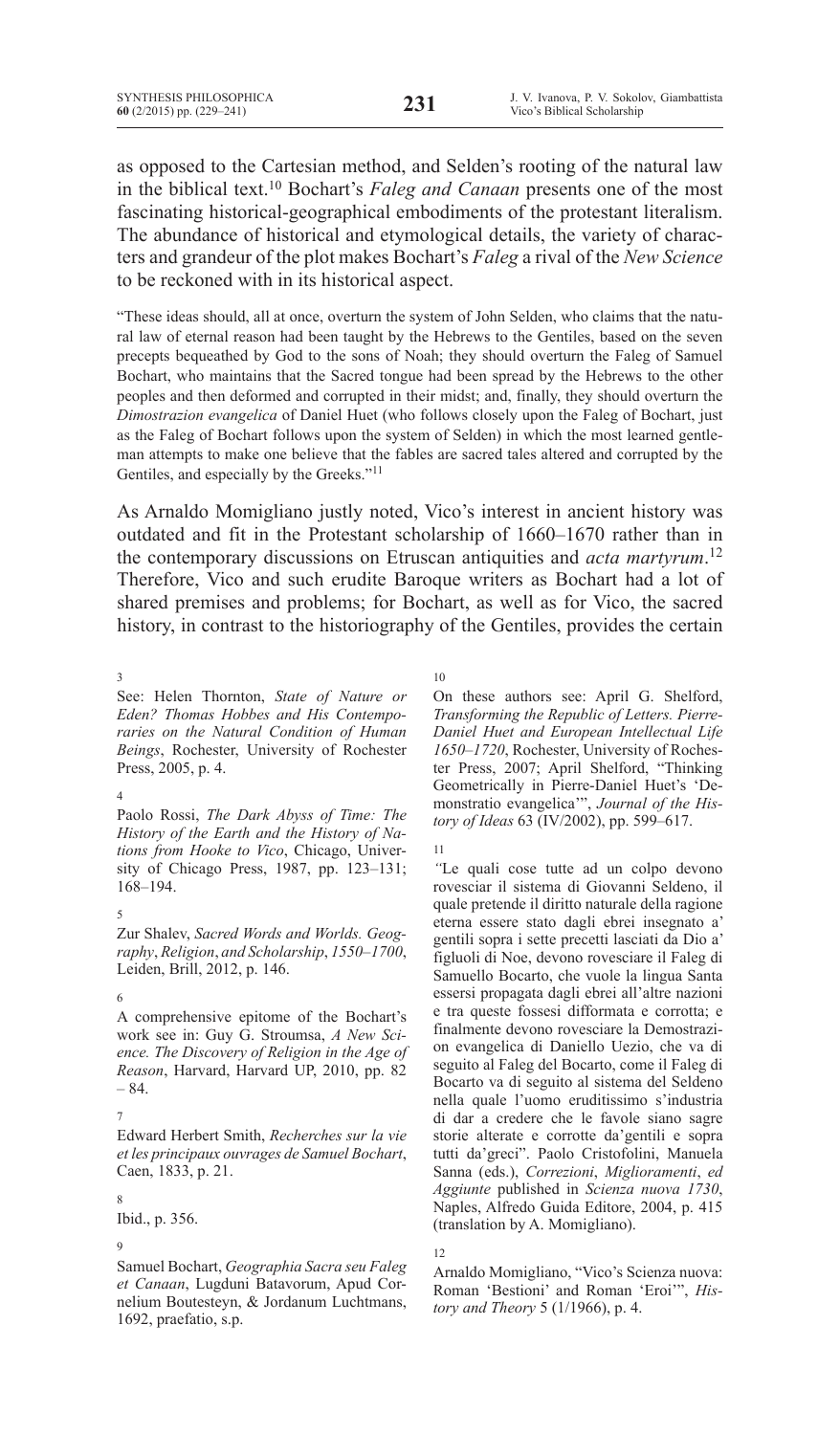as opposed to the Cartesian method, and Selden's rooting of the natural law in the biblical text.[10] Bochart's *Faleg and Canaan* presents one of the most fascinating historical-geographical embodiments of the protestant literalism. The abundance of historical and etymological details, the variety of characters and grandeur of the plot makes Bochart's *Faleg* a rival of the *New Science* to be reckoned with in its historical aspect.

> "These ideas should, all at once, overturn the system of John Selden, who claims that the natural law of eternal reason had been taught by the Hebrews to the Gentiles, based on the seven precepts bequeathed by God to the sons of Noah; they should overturn the Faleg of Samuel Bochart, who maintains that the Sacred tongue had been spread by the Hebrews to the other peoples and then deformed and corrupted in their midst; and, finally, they should overturn the *Dimostrazion evangelica* of Daniel Huet (who follows closely upon the Faleg of Bochart, just as the Faleg of Bochart follows upon the system of Selden) in which the most learned gentleman attempts to make one believe that the fables are sacred tales altered and corrupted by the Gentiles, and especially by the Greeks."[11]

As Arnaldo Momigliano justly noted, Vico's interest in ancient history was outdated and fit in the Protestant scholarship of 1660–1670 rather than in the contemporary discussions on Etruscan antiquities and *acta martyrum*.[12] Therefore, Vico and such erudite Baroque writers as Bochart had a lot of shared premises and problems; for Bochart, as well as for Vico, the sacred history, in contrast to the historiography of the Gentiles, provides the certain

---

3 See: Helen Thornton, *State of Nature or Eden? Thomas Hobbes and His Contemporaries on the Natural Condition of Human Beings*, Rochester, University of Rochester Press, 2005, p. 4.

4 Paolo Rossi, *The Dark Abyss of Time: The History of the Earth and the History of Nations from Hooke to Vico*, Chicago, University of Chicago Press, 1987, pp. 123–131; 168–194.

5 Zur Shalev, *Sacred Words and Worlds. Geography*, *Religion*, *and Scholarship*, *1550–1700*, Leiden, Brill, 2012, p. 146.

6 A comprehensive epitome of the Bochart's work see in: Guy G. Stroumsa, *A New Science. The Discovery of Religion in the Age of Reason*, Harvard, Harvard UP, 2010, pp. 82 – 84.

7 Edward Herbert Smith, *Recherches sur la vie et les principaux ouvrages de Samuel Bochart*, Caen, 1833, p. 21.

8 Ibid., p. 356.

9 Samuel Bochart, *Geographia Sacra seu Faleg et Canaan*, Lugduni Batavorum, Apud Cornelium Boutesteyn, & Jordanum Luchtmans, 1692, praefatio, s.p.

10 On these authors see: April G. Shelford, *Transforming the Republic of Letters. Pierre-Daniel Huet and European Intellectual Life 1650–1720*, Rochester, University of Rochester Press, 2007; April Shelford, "Thinking Geometrically in Pierre-Daniel Huet's 'Demonstratio evangelica'", *Journal of the History of Ideas* 63 (IV/2002), pp. 599–617.

11 "Le quali cose tutte ad un colpo devono rovesciar il sistema di Giovanni Seldeno, il quale pretende il diritto naturale della ragione eterna essere stato dagli ebrei insegnato a' gentili sopra i sette precetti lasciati da Dio a' figliuoli di Noe, devono rovesciare il Faleg di Samuello Bocarto, che vuole la lingua Santa essersi propagata dagli ebrei all'altre nazioni e tra queste fossesi difformata e corrotta; e finalmente devono rovesciare la Demostrazion evangelica di Daniello Uezio, che va di seguito al Faleg del Bocarto, come il Faleg di Bocarto va di seguito al sistema del Seldeno nella quale l'uomo eruditissimo s'industria di dar a credere che le favole siano sagre storie alterate e corrotte da'gentili e sopra tutti da'greci". Paolo Cristofolini, Manuela Sanna (eds.), *Correzioni*, *Miglioramenti*, *ed Aggiunte* published in *Scienza nuova 1730*, Naples, Alfredo Guida Editore, 2004, p. 415 (translation by A. Momigliano).

12 Arnaldo Momigliano, "Vico's Scienza nuova: Roman 'Bestioni' and Roman 'Eroi'", *History and Theory* 5 (1/1966), p. 4.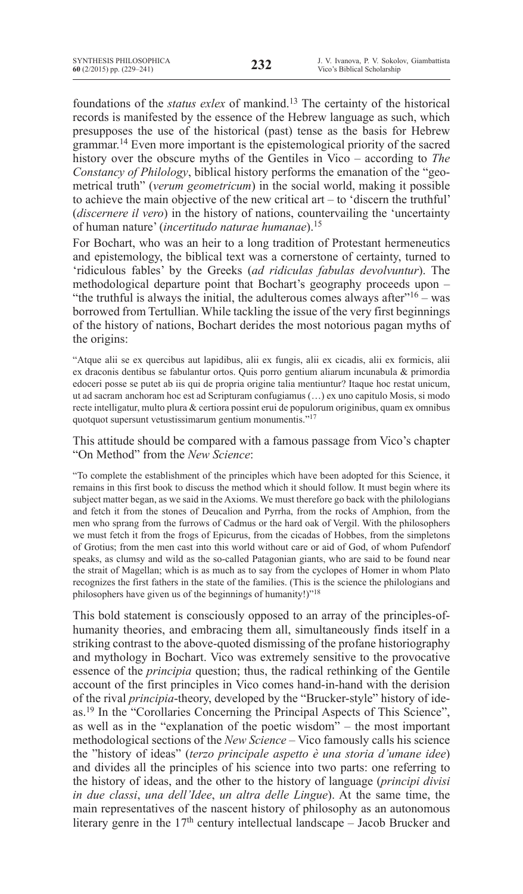foundations of the *status exlex* of mankind.[13] The certainty of the historical records is manifested by the essence of the Hebrew language as such, which presupposes the use of the historical (past) tense as the basis for Hebrew grammar.[14] Even more important is the epistemological priority of the sacred history over the obscure myths of the Gentiles in Vico – according to *The Constancy of Philology*, biblical history performs the emanation of the "geometrical truth" (*verum geometricum*) in the social world, making it possible to achieve the main objective of the new critical art – to 'discern the truthful' (*discernere il vero*) in the history of nations, countervailing the 'uncertainty of human nature' (*incertitudo naturae humanae*).[15]

For Bochart, who was an heir to a long tradition of Protestant hermeneutics and epistemology, the biblical text was a cornerstone of certainty, turned to 'ridiculous fables' by the Greeks (*ad ridiculas fabulas devolvuntur*). The methodological departure point that Bochart's geography proceeds upon – "the truthful is always the initial, the adulterous comes always after"[16] – was borrowed from Tertullian. While tackling the issue of the very first beginnings of the history of nations, Bochart derides the most notorious pagan myths of the origins:

> "Atque alii se ex quercibus aut lapidibus, alii ex fungis, alii ex cicadis, alii ex formicis, alii ex draconis dentibus se fabulantur ortos. Quis porro gentium aliarum incunabula & primordia edoceri posse se putet ab iis qui de propria origine talia mentiuntur? Itaque hoc restat unicum, ut ad sacram anchoram hoc est ad Scripturam confugiamus (…) ex uno capitulo Mosis, si modo recte intelligatur, multo plura & certiora possint erui de populorum originibus, quam ex omnibus quotquot supersunt vetustissimarum gentium monumentis."[17]

This attitude should be compared with a famous passage from Vico's chapter "On Method" from the *New Science*:

> "To complete the establishment of the principles which have been adopted for this Science, it remains in this first book to discuss the method which it should follow. It must begin where its subject matter began, as we said in the Axioms. We must therefore go back with the philologians and fetch it from the stones of Deucalion and Pyrrha, from the rocks of Amphion, from the men who sprang from the furrows of Cadmus or the hard oak of Vergil. With the philosophers we must fetch it from the frogs of Epicurus, from the cicadas of Hobbes, from the simpletons of Grotius; from the men cast into this world without care or aid of God, of whom Pufendorf speaks, as clumsy and wild as the so-called Patagonian giants, who are said to be found near the strait of Magellan; which is as much as to say from the cyclopes of Homer in whom Plato recognizes the first fathers in the state of the families. (This is the science the philologians and philosophers have given us of the beginnings of humanity!)"[18]

This bold statement is consciously opposed to an array of the principles-of-humanity theories, and embracing them all, simultaneously finds itself in a striking contrast to the above-quoted dismissing of the profane historiography and mythology in Bochart. Vico was extremely sensitive to the provocative essence of the *principia* question; thus, the radical rethinking of the Gentile account of the first principles in Vico comes hand-in-hand with the derision of the rival *principia*-theory, developed by the "Brucker-style" history of ideas.[19] In the "Corollaries Concerning the Principal Aspects of This Science", as well as in the "explanation of the poetic wisdom" – the most important methodological sections of the *New Science* – Vico famously calls his science the "history of ideas" (*terzo principale aspetto è una storia d'umane idee*) and divides all the principles of his science into two parts: one referring to the history of ideas, and the other to the history of language (*principi divisi in due classi*, *una dell'Idee*, *un altra delle Lingue*). At the same time, the main representatives of the nascent history of philosophy as an autonomous literary genre in the 17th century intellectual landscape – Jacob Brucker and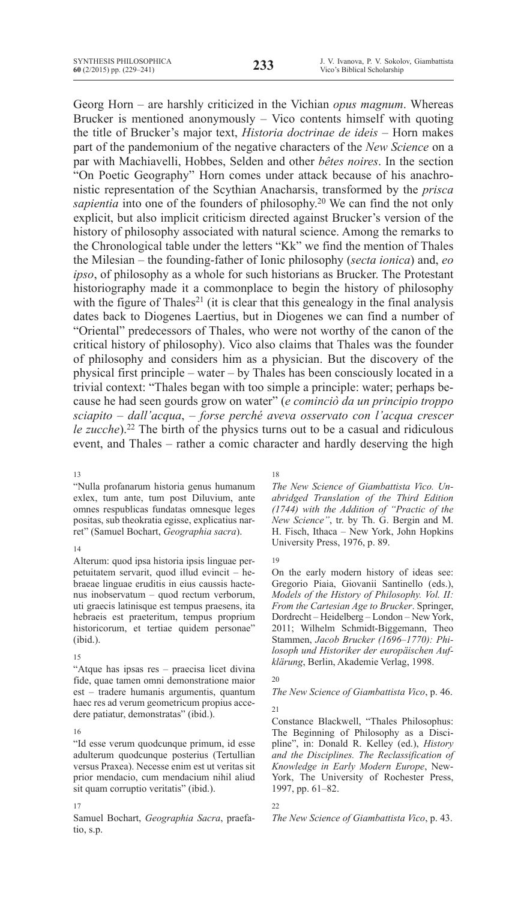Georg Horn – are harshly criticized in the Vichian *opus magnum*. Whereas Brucker is mentioned anonymously – Vico contents himself with quoting the title of Brucker's major text, *Historia doctrinae de ideis* – Horn makes part of the pandemonium of the negative characters of the *New Science* on a par with Machiavelli, Hobbes, Selden and other *bêtes noires*. In the section "On Poetic Geography" Horn comes under attack because of his anachronistic representation of the Scythian Anacharsis, transformed by the *prisca sapientia* into one of the founders of philosophy.[20] We can find the not only explicit, but also implicit criticism directed against Brucker's version of the history of philosophy associated with natural science. Among the remarks to the Chronological table under the letters "Kk" we find the mention of Thales the Milesian – the founding-father of Ionic philosophy (*secta ionica*) and, *eo ipso*, of philosophy as a whole for such historians as Brucker. The Protestant historiography made it a commonplace to begin the history of philosophy with the figure of Thales[21] (it is clear that this genealogy in the final analysis dates back to Diogenes Laertius, but in Diogenes we can find a number of "Oriental" predecessors of Thales, who were not worthy of the canon of the critical history of philosophy). Vico also claims that Thales was the founder of philosophy and considers him as a physician. But the discovery of the physical first principle – water – by Thales has been consciously located in a trivial context: "Thales began with too simple a principle: water; perhaps because he had seen gourds grow on water" (*e cominciò da un principio troppo sciapito – dall'acqua*, – *forse perché aveva osservato con l'acqua crescer le zucche*).[22] The birth of the physics turns out to be a casual and ridiculous event, and Thales – rather a comic character and hardly deserving the high

---

13
"Nulla profanarum historia genus humanum exlex, tum ante, tum post Diluvium, ante omnes respublicas fundatas omnesque leges positas, sub theokratia egisse, explicatius narret" (Samuel Bochart, *Geographia sacra*).

14
Alterum: quod ipsa historia ipsis linguae perpetuitatem servarit, quod illud evincit – hebraeae linguae eruditis in eius caussis hactenus inobservatum – quod rectum verborum, uti graecis latinisque est tempus praesens, ita hebraeis est praeteritum, tempus proprium historicorum, et tertiae quidem personae" (ibid.).

15
"Atque has ipsas res – praecisa licet divina fide, quae tamen omni demonstratione maior est – tradere humanis argumentis, quantum haec res ad verum geometricum propius accedere patiatur, demonstratas" (ibid.).

16
"Id esse verum quodcunque primum, id esse adulterum quodcunque posterius (Tertullian versus Praxea). Necesse enim est ut veritas sit prior mendacio, cum mendacium nihil aliud sit quam corruptio veritatis" (ibid.).

17
Samuel Bochart, *Geographia Sacra*, praefatio, s.p.

18
*The New Science of Giambattista Vico. Unabridged Translation of the Third Edition (1744) with the Addition of "Practic of the New Science"*, tr. by Th. G. Bergin and M. H. Fisch, Ithaca – New York, John Hopkins University Press, 1976, p. 89.

19
On the early modern history of ideas see: Gregorio Piaia, Giovanii Santinello (eds.), *Models of the History of Philosophy. Vol. II: From the Cartesian Age to Brucker*. Springer, Dordrecht – Heidelberg – London – New York, 2011; Wilhelm Schmidt-Biggemann, Theo Stammen, *Jacob Brucker (1696–1770): Philosoph und Historiker der europäischen Aufklärung*, Berlin, Akademie Verlag, 1998.

20
*The New Science of Giambattista Vico*, p. 46.

21
Constance Blackwell, "Thales Philosophus: The Beginning of Philosophy as a Discipline", in: Donald R. Kelley (ed.), *History and the Disciplines. The Reclassification of Knowledge in Early Modern Europe*, New-York, The University of Rochester Press, 1997, pp. 61–82.

22
*The New Science of Giambattista Vico*, p. 43.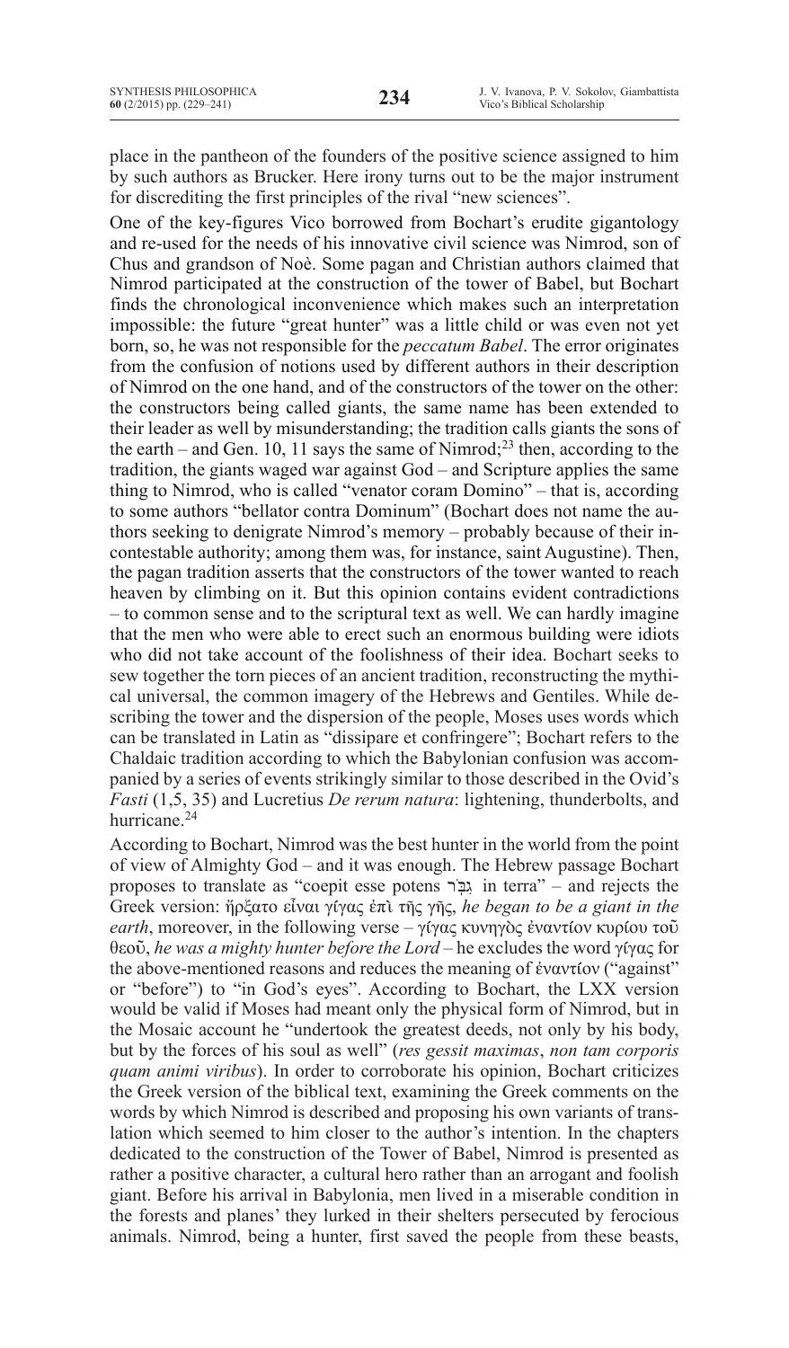place in the pantheon of the founders of the positive science assigned to him by such authors as Brucker. Here irony turns out to be the major instrument for discrediting the first principles of the rival "new sciences".

One of the key-figures Vico borrowed from Bochart's erudite gigantology and re-used for the needs of his innovative civil science was Nimrod, son of Chus and grandson of Noè. Some pagan and Christian authors claimed that Nimrod participated at the construction of the tower of Babel, but Bochart finds the chronological inconvenience which makes such an interpretation impossible: the future "great hunter" was a little child or was even not yet born, so, he was not responsible for the *peccatum Babel*. The error originates from the confusion of notions used by different authors in their description of Nimrod on the one hand, and of the constructors of the tower on the other: the constructors being called giants, the same name has been extended to their leader as well by misunderstanding; the tradition calls giants the sons of the earth – and Gen. 10, 11 says the same of Nimrod;[23] then, according to the tradition, the giants waged war against God – and Scripture applies the same thing to Nimrod, who is called "venator coram Domino" – that is, according to some authors "bellator contra Dominum" (Bochart does not name the authors seeking to denigrate Nimrod's memory – probably because of their incontestable authority; among them was, for instance, saint Augustine). Then, the pagan tradition asserts that the constructors of the tower wanted to reach heaven by climbing on it. But this opinion contains evident contradictions – to common sense and to the scriptural text as well. We can hardly imagine that the men who were able to erect such an enormous building were idiots who did not take account of the foolishness of their idea. Bochart seeks to sew together the torn pieces of an ancient tradition, reconstructing the mythical universal, the common imagery of the Hebrews and Gentiles. While describing the tower and the dispersion of the people, Moses uses words which can be translated in Latin as "dissipare et confringere"; Bochart refers to the Chaldaic tradition according to which the Babylonian confusion was accompanied by a series of events strikingly similar to those described in the Ovid's *Fasti* (1,5, 35) and Lucretius *De rerum natura*: lightening, thunderbolts, and hurricane.[24]

According to Bochart, Nimrod was the best hunter in the world from the point of view of Almighty God – and it was enough. The Hebrew passage Bochart proposes to translate as "coepit esse potens גִּבֹּר in terra" – and rejects the Greek version: ἤρξατο εἶναι γίγας ἐπὶ τῆς γῆς, *he began to be a giant in the earth*, moreover, in the following verse – γίγας κυνηγὸς ἐναντίον κυρίου τοῦ θεοῦ, *he was a mighty hunter before the Lord* – he excludes the word γίγας for the above-mentioned reasons and reduces the meaning of ἐναντίον ("against" or "before") to "in God's eyes". According to Bochart, the LXX version would be valid if Moses had meant only the physical form of Nimrod, but in the Mosaic account he "undertook the greatest deeds, not only by his body, but by the forces of his soul as well" (*res gessit maximas*, *non tam corporis quam animi viribus*). In order to corroborate his opinion, Bochart criticizes the Greek version of the biblical text, examining the Greek comments on the words by which Nimrod is described and proposing his own variants of translation which seemed to him closer to the author's intention. In the chapters dedicated to the construction of the Tower of Babel, Nimrod is presented as rather a positive character, a cultural hero rather than an arrogant and foolish giant. Before his arrival in Babylonia, men lived in a miserable condition in the forests and planes' they lurked in their shelters persecuted by ferocious animals. Nimrod, being a hunter, first saved the people from these beasts,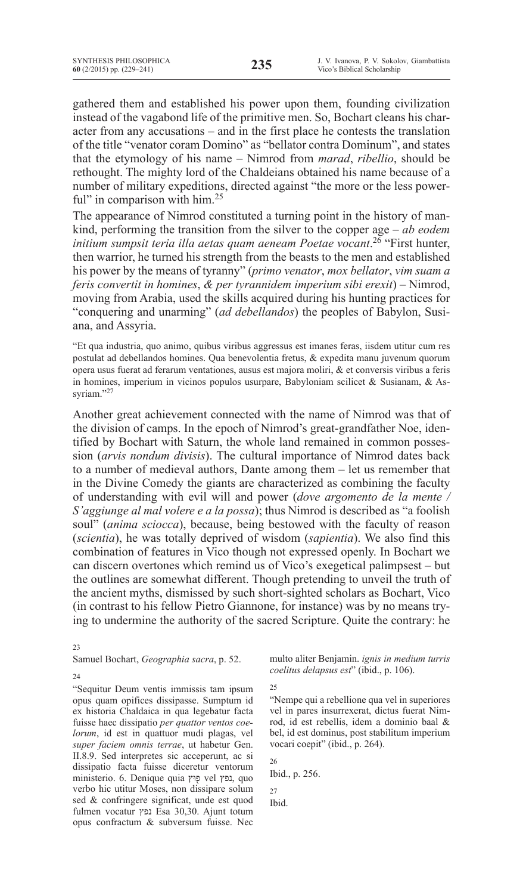gathered them and established his power upon them, founding civilization instead of the vagabond life of the primitive men. So, Bochart cleans his character from any accusations – and in the first place he contests the translation of the title "venator coram Domino" as "bellator contra Dominum", and states that the etymology of his name – Nimrod from *marad*, *ribellio*, should be rethought. The mighty lord of the Chaldeians obtained his name because of a number of military expeditions, directed against "the more or the less powerful" in comparison with him.[25]

The appearance of Nimrod constituted a turning point in the history of mankind, performing the transition from the silver to the copper age – *ab eodem initium sumpsit teria illa aetas quam aeneam Poetae vocant*.[26] "First hunter, then warrior, he turned his strength from the beasts to the men and established his power by the means of tyranny" (*primo venator*, *mox bellator*, *vim suam a feris convertit in homines*, *& per tyrannidem imperium sibi erexit*) – Nimrod, moving from Arabia, used the skills acquired during his hunting practices for "conquering and unarming" (*ad debellandos*) the peoples of Babylon, Susiana, and Assyria.

> "Et qua industria, quo animo, quibus viribus aggressus est imanes feras, iisdem utitur cum res postulat ad debellandos homines. Qua benevolentia fretus, & expedita manu juvenum quorum opera usus fuerat ad ferarum ventationes, ausus est majora moliri, & et conversis viribus a feris in homines, imperium in vicinos populos usurpare, Babyloniam scilicet & Susianam, & Assyriam."[27]

Another great achievement connected with the name of Nimrod was that of the division of camps. In the epoch of Nimrod's great-grandfather Noe, identified by Bochart with Saturn, the whole land remained in common possession (*arvis nondum divisis*). The cultural importance of Nimrod dates back to a number of medieval authors, Dante among them – let us remember that in the Divine Comedy the giants are characterized as combining the faculty of understanding with evil will and power (*dove argomento de la mente / S'aggiunge al mal volere e a la possa*); thus Nimrod is described as "a foolish soul" (*anima sciocca*), because, being bestowed with the faculty of reason (*scientia*), he was totally deprived of wisdom (*sapientia*). We also find this combination of features in Vico though not expressed openly. In Bochart we can discern overtones which remind us of Vico's exegetical palimpsest – but the outlines are somewhat different. Though pretending to unveil the truth of the ancient myths, dismissed by such short-sighted scholars as Bochart, Vico (in contrast to his fellow Pietro Giannone, for instance) was by no means trying to undermine the authority of the sacred Scripture. Quite the contrary: he

---

23
Samuel Bochart, *Geographia sacra*, p. 52.

24
"Sequitur Deum ventis immissis tam ipsum opus quam opifices dissipasse. Sumptum id ex historia Chaldaica in qua legebatur facta fuisse haec dissipatio *per quattor ventos coelorum*, id est in quattuor mudi plagas, vel *super faciem omnis terrae*, ut habetur Gen. II.8.9. Sed interpretes sic acceperunt, ac si dissipatio facta fuisse diceretur ventorum ministerio. 6. Denique quia פָּרַץ vel נפץ, quo verbo hic utitur Moses, non dissipare solum sed & confringere significat, unde est quod fulmen vocatur נפץ Esa 30,30. Ajunt totum opus confractum & subversum fuisse. Nec multo aliter Benjamin. *ignis in medium turris coelitus delapsus est*" (ibid., p. 106).

25
"Nempe qui a rebellione qua vel in superiores vel in pares insurrexerat, dictus fuerat Nimrod, id est rebellis, idem a dominio baal & bel, id est dominus, post stabilitum imperium vocari coepit" (ibid., p. 264).

26
Ibid., p. 256.

27
Ibid.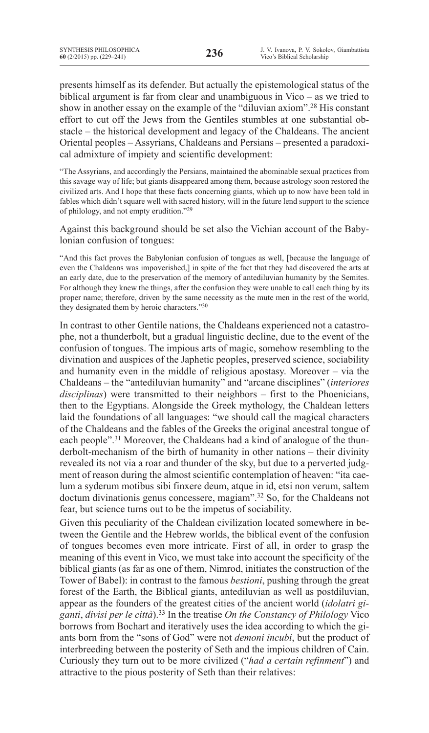presents himself as its defender. But actually the epistemological status of the biblical argument is far from clear and unambiguous in Vico – as we tried to show in another essay on the example of the "diluvian axiom".[28] His constant effort to cut off the Jews from the Gentiles stumbles at one substantial obstacle – the historical development and legacy of the Chaldeans. The ancient Oriental peoples – Assyrians, Chaldeans and Persians – presented a paradoxical admixture of impiety and scientific development:

> "The Assyrians, and accordingly the Persians, maintained the abominable sexual practices from this savage way of life; but giants disappeared among them, because astrology soon restored the civilized arts. And I hope that these facts concerning giants, which up to now have been told in fables which didn't square well with sacred history, will in the future lend support to the science of philology, and not empty erudition."[29]

Against this background should be set also the Vichian account of the Babylonian confusion of tongues:

> "And this fact proves the Babylonian confusion of tongues as well, [because the language of even the Chaldeans was impoverished,] in spite of the fact that they had discovered the arts at an early date, due to the preservation of the memory of antediluvian humanity by the Semites. For although they knew the things, after the confusion they were unable to call each thing by its proper name; therefore, driven by the same necessity as the mute men in the rest of the world, they designated them by heroic characters."[30]

In contrast to other Gentile nations, the Chaldeans experienced not a catastrophe, not a thunderbolt, but a gradual linguistic decline, due to the event of the confusion of tongues. The impious arts of magic, somehow resembling to the divination and auspices of the Japhetic peoples, preserved science, sociability and humanity even in the middle of religious apostasy. Moreover – via the Chaldeans – the "antediluvian humanity" and "arcane disciplines" (*interiores disciplinas*) were transmitted to their neighbors – first to the Phoenicians, then to the Egyptians. Alongside the Greek mythology, the Chaldean letters laid the foundations of all languages: "we should call the magical characters of the Chaldeans and the fables of the Greeks the original ancestral tongue of each people".[31] Moreover, the Chaldeans had a kind of analogue of the thunderbolt-mechanism of the birth of humanity in other nations – their divinity revealed its not via a roar and thunder of the sky, but due to a perverted judgment of reason during the almost scientific contemplation of heaven: "ita caelum a syderum motibus sibi finxere deum, atque in id, etsi non verum, saltem doctum divinationis genus concessere, magiam".[32] So, for the Chaldeans not fear, but science turns out to be the impetus of sociability.

Given this peculiarity of the Chaldean civilization located somewhere in between the Gentile and the Hebrew worlds, the biblical event of the confusion of tongues becomes even more intricate. First of all, in order to grasp the meaning of this event in Vico, we must take into account the specificity of the biblical giants (as far as one of them, Nimrod, initiates the construction of the Tower of Babel): in contrast to the famous *bestioni*, pushing through the great forest of the Earth, the Biblical giants, antediluvian as well as postdiluvian, appear as the founders of the greatest cities of the ancient world (*idolatri giganti*, *divisi per le città*).[33] In the treatise *On the Constancy of Philology* Vico borrows from Bochart and iteratively uses the idea according to which the giants born from the "sons of God" were not *demoni incubi*, but the product of interbreeding between the posterity of Seth and the impious children of Cain. Curiously they turn out to be more civilized ("*had a certain refinment*") and attractive to the pious posterity of Seth than their relatives: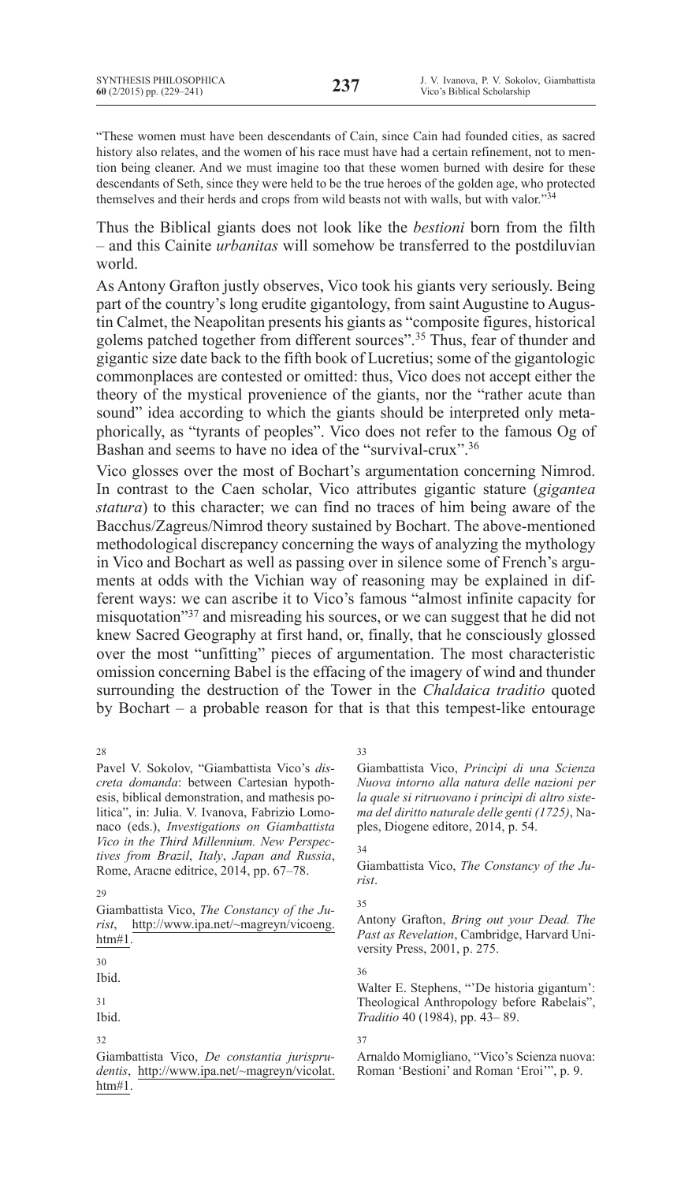"These women must have been descendants of Cain, since Cain had founded cities, as sacred history also relates, and the women of his race must have had a certain refinement, not to mention being cleaner. And we must imagine too that these women burned with desire for these descendants of Seth, since they were held to be the true heroes of the golden age, who protected themselves and their herds and crops from wild beasts not with walls, but with valor."[34]

Thus the Biblical giants does not look like the *bestioni* born from the filth – and this Cainite *urbanitas* will somehow be transferred to the postdiluvian world.

As Antony Grafton justly observes, Vico took his giants very seriously. Being part of the country's long erudite gigantology, from saint Augustine to Augustin Calmet, the Neapolitan presents his giants as "composite figures, historical golems patched together from different sources".[35] Thus, fear of thunder and gigantic size date back to the fifth book of Lucretius; some of the gigantologic commonplaces are contested or omitted: thus, Vico does not accept either the theory of the mystical provenience of the giants, nor the "rather acute than sound" idea according to which the giants should be interpreted only metaphorically, as "tyrants of peoples". Vico does not refer to the famous Og of Bashan and seems to have no idea of the "survival-crux".[36]

Vico glosses over the most of Bochart's argumentation concerning Nimrod. In contrast to the Caen scholar, Vico attributes gigantic stature (*gigantea statura*) to this character; we can find no traces of him being aware of the Bacchus/Zagreus/Nimrod theory sustained by Bochart. The above-mentioned methodological discrepancy concerning the ways of analyzing the mythology in Vico and Bochart as well as passing over in silence some of French's arguments at odds with the Vichian way of reasoning may be explained in different ways: we can ascribe it to Vico's famous "almost infinite capacity for misquotation"[37] and misreading his sources, or we can suggest that he did not knew Sacred Geography at first hand, or, finally, that he consciously glossed over the most "unfitting" pieces of argumentation. The most characteristic omission concerning Babel is the effacing of the imagery of wind and thunder surrounding the destruction of the Tower in the *Chaldaica traditio* quoted by Bochart – a probable reason for that is that this tempest-like entourage

---

[28] Pavel V. Sokolov, "Giambattista Vico's *discreta domanda*: between Cartesian hypothesis, biblical demonstration, and mathesis politica", in: Julia. V. Ivanova, Fabrizio Lomonaco (eds.), *Investigations on Giambattista Vico in the Third Millennium. New Perspectives from Brazil, Italy, Japan and Russia*, Rome, Aracne editrice, 2014, pp. 67–78.

[29] Giambattista Vico, *The Constancy of the Jurist*, http://www.ipa.net/~magreyn/vicoeng.htm#1.

[30] Ibid.

[31] Ibid.

[32] Giambattista Vico, *De constantia jurisprudentis*, http://www.ipa.net/~magreyn/vicolat.htm#1.

[33] Giambattista Vico, *Principi di una Scienza Nuova intorno alla natura delle nazioni per la quale si ritruovano i principi di altro sistema del diritto naturale delle genti (1725)*, Naples, Diogene editore, 2014, p. 54.

[34] Giambattista Vico, *The Constancy of the Jurist*.

[35] Antony Grafton, *Bring out your Dead. The Past as Revelation*, Cambridge, Harvard University Press, 2001, p. 275.

[36] Walter E. Stephens, "'De historia gigantum': Theological Anthropology before Rabelais", *Traditio* 40 (1984), pp. 43– 89.

[37] Arnaldo Momigliano, "Vico's Scienza nuova: Roman 'Bestioni' and Roman 'Eroi'", p. 9.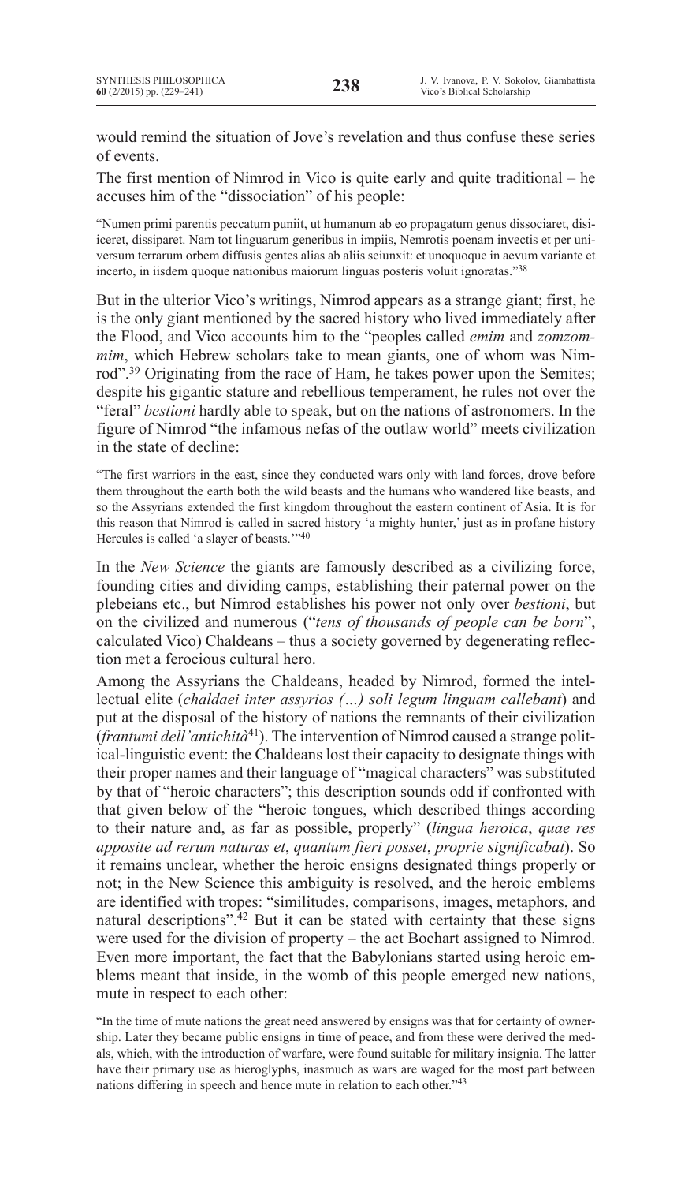would remind the situation of Jove's revelation and thus confuse these series of events.

The first mention of Nimrod in Vico is quite early and quite traditional – he accuses him of the "dissociation" of his people:

> "Numen primi parentis peccatum puniit, ut humanum ab eo propagatum genus dissociaret, disiiceret, dissiparet. Nam tot linguarum generibus in impiis, Nemrotis poenam invectis et per universum terrarum orbem diffusis gentes alias ab aliis seiunxit: et unoquoque in aevum variante et incerto, in iisdem quoque nationibus maiorum linguas posteris voluit ignoratas."[38]

But in the ulterior Vico's writings, Nimrod appears as a strange giant; first, he is the only giant mentioned by the sacred history who lived immediately after the Flood, and Vico accounts him to the "peoples called *emim* and *zomzommim*, which Hebrew scholars take to mean giants, one of whom was Nimrod".[39] Originating from the race of Ham, he takes power upon the Semites; despite his gigantic stature and rebellious temperament, he rules not over the "feral" *bestioni* hardly able to speak, but on the nations of astronomers. In the figure of Nimrod "the infamous nefas of the outlaw world" meets civilization in the state of decline:

> "The first warriors in the east, since they conducted wars only with land forces, drove before them throughout the earth both the wild beasts and the humans who wandered like beasts, and so the Assyrians extended the first kingdom throughout the eastern continent of Asia. It is for this reason that Nimrod is called in sacred history 'a mighty hunter,' just as in profane history Hercules is called 'a slayer of beasts.'"[40]

In the *New Science* the giants are famously described as a civilizing force, founding cities and dividing camps, establishing their paternal power on the plebeians etc., but Nimrod establishes his power not only over *bestioni*, but on the civilized and numerous ("*tens of thousands of people can be born*", calculated Vico) Chaldeans – thus a society governed by degenerating reflection met a ferocious cultural hero.

Among the Assyrians the Chaldeans, headed by Nimrod, formed the intellectual elite (*chaldaei inter assyrios (…) soli legum linguam callebant*) and put at the disposal of the history of nations the remnants of their civilization (*frantumi dell'antichità*[41]). The intervention of Nimrod caused a strange political-linguistic event: the Chaldeans lost their capacity to designate things with their proper names and their language of "magical characters" was substituted by that of "heroic characters"; this description sounds odd if confronted with that given below of the "heroic tongues, which described things according to their nature and, as far as possible, properly" (*lingua heroica*, *quae res apposite ad rerum naturas et*, *quantum fieri posset*, *proprie significabat*). So it remains unclear, whether the heroic ensigns designated things properly or not; in the New Science this ambiguity is resolved, and the heroic emblems are identified with tropes: "similitudes, comparisons, images, metaphors, and natural descriptions".[42] But it can be stated with certainty that these signs were used for the division of property – the act Bochart assigned to Nimrod. Even more important, the fact that the Babylonians started using heroic emblems meant that inside, in the womb of this people emerged new nations, mute in respect to each other:

> "In the time of mute nations the great need answered by ensigns was that for certainty of ownership. Later they became public ensigns in time of peace, and from these were derived the medals, which, with the introduction of warfare, were found suitable for military insignia. The latter have their primary use as hieroglyphs, inasmuch as wars are waged for the most part between nations differing in speech and hence mute in relation to each other."[43]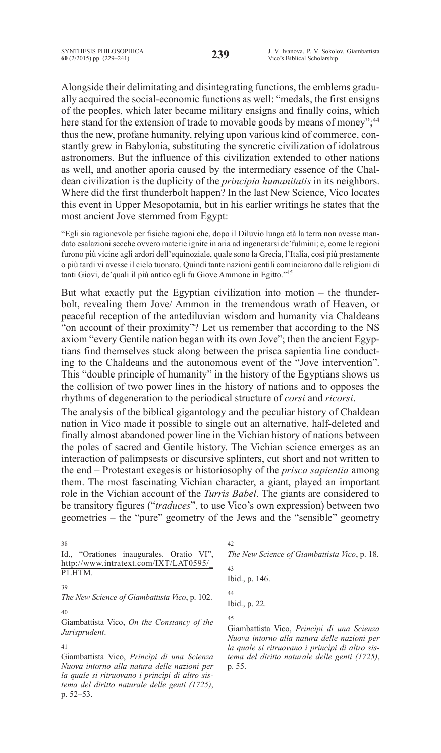Alongside their delimitating and disintegrating functions, the emblems gradually acquired the social-economic functions as well: "medals, the first ensigns of the peoples, which later became military ensigns and finally coins, which here stand for the extension of trade to movable goods by means of money";[44] thus the new, profane humanity, relying upon various kind of commerce, constantly grew in Babylonia, substituting the syncretic civilization of idolatrous astronomers. But the influence of this civilization extended to other nations as well, and another aporia caused by the intermediary essence of the Chaldean civilization is the duplicity of the *principia humanitatis* in its neighbors. Where did the first thunderbolt happen? In the last New Science, Vico locates this event in Upper Mesopotamia, but in his earlier writings he states that the most ancient Jove stemmed from Egypt:

"Egli sia ragionevole per fisiche ragioni che, dopo il Diluvio lunga età la terra non avesse mandato esalazioni secche ovvero materie ignite in aria ad ingenerarsi de'fulmini; e, come le regioni furono più vicine agli ardori dell'equinoziale, quale sono la Grecia, l'Italia, così più prestamente o più tardi vi avesse il cielo tuonato. Quindi tante nazioni gentili cominciarono dalle religioni di tanti Giovi, de'quali il più antico egli fu Giove Ammone in Egitto."[45]

But what exactly put the Egyptian civilization into motion – the thunderbolt, revealing them Jove/ Ammon in the tremendous wrath of Heaven, or peaceful reception of the antediluvian wisdom and humanity via Chaldeans "on account of their proximity"? Let us remember that according to the NS axiom "every Gentile nation began with its own Jove"; then the ancient Egyptians find themselves stuck along between the prisca sapientia line conducting to the Chaldeans and the autonomous event of the "Jove intervention". This "double principle of humanity" in the history of the Egyptians shows us the collision of two power lines in the history of nations and to opposes the rhythms of degeneration to the periodical structure of *corsi* and *ricorsi*.

The analysis of the biblical gigantology and the peculiar history of Chaldean nation in Vico made it possible to single out an alternative, half-deleted and finally almost abandoned power line in the Vichian history of nations between the poles of sacred and Gentile history. The Vichian science emerges as an interaction of palimpsests or discursive splinters, cut short and not written to the end – Protestant exegesis or historiosophy of the *prisca sapientia* among them. The most fascinating Vichian character, a giant, played an important role in the Vichian account of the *Turris Babel*. The giants are considered to be transitory figures ("*traduces*", to use Vico's own expression) between two geometries – the "pure" geometry of the Jews and the "sensible" geometry

---

38 Id., "Orationes inaugurales. Oratio VI", http://www.intratext.com/IXT/LAT0595/_P1.HTM.

39 *The New Science of Giambattista Vico*, p. 102.

40 Giambattista Vico, *On the Constancy of the Jurisprudent*.

41 Giambattista Vico, *Princìpi di una Scienza Nuova intorno alla natura delle nazioni per la quale si ritruovano i princìpi di altro sistema del diritto naturale delle genti (1725)*, p. 52–53.

42 *The New Science of Giambattista Vico*, p. 18.

43 Ibid., p. 146.

44 Ibid., p. 22.

45 Giambattista Vico, *Princìpi di una Scienza Nuova intorno alla natura delle nazioni per la quale si ritruovano i princìpi di altro sistema del diritto naturale delle genti (1725)*, p. 55.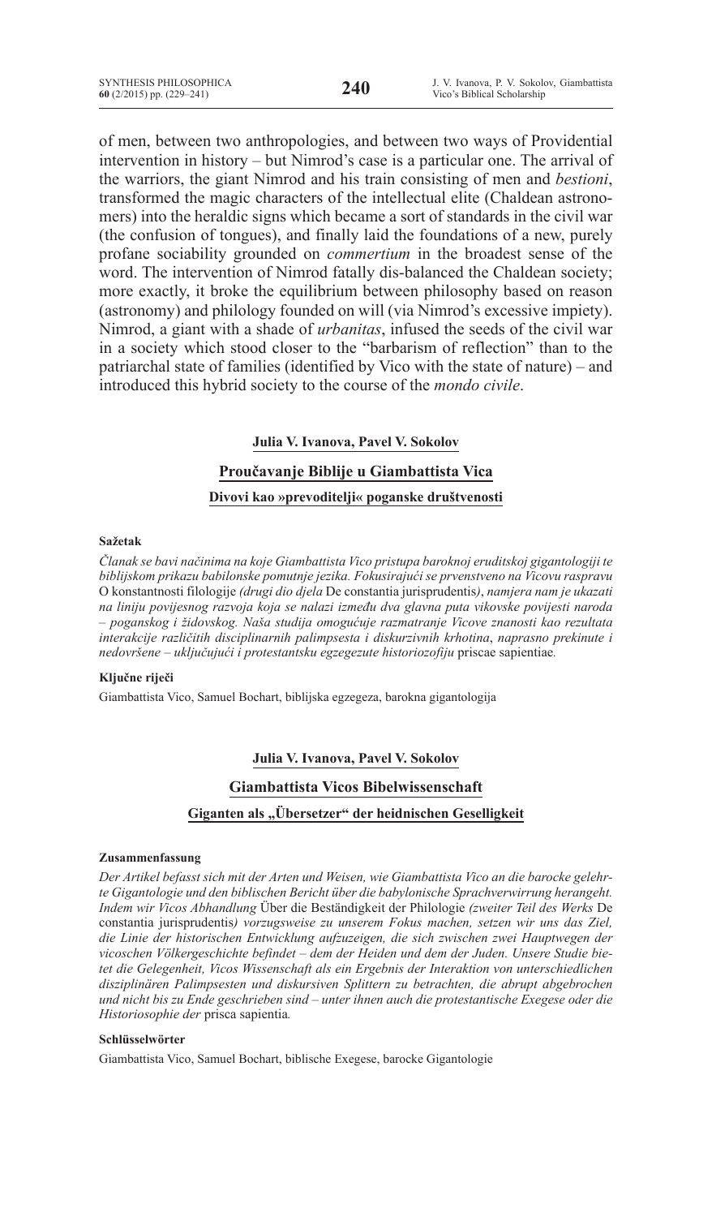of men, between two anthropologies, and between two ways of Providential intervention in history – but Nimrod's case is a particular one. The arrival of the warriors, the giant Nimrod and his train consisting of men and *bestioni*, transformed the magic characters of the intellectual elite (Chaldean astronomers) into the heraldic signs which became a sort of standards in the civil war (the confusion of tongues), and finally laid the foundations of a new, purely profane sociability grounded on *commertium* in the broadest sense of the word. The intervention of Nimrod fatally dis-balanced the Chaldean society; more exactly, it broke the equilibrium between philosophy based on reason (astronomy) and philology founded on will (via Nimrod's excessive impiety). Nimrod, a giant with a shade of *urbanitas*, infused the seeds of the civil war in a society which stood closer to the "barbarism of reflection" than to the patriarchal state of families (identified by Vico with the state of nature) – and introduced this hybrid society to the course of the *mondo civile*.

**Julia V. Ivanova, Pavel V. Sokolov**

## Proučavanje Biblije u Giambattista Vica

### Divovi kao »prevoditelji« poganske društvenosti

#### Sažetak

*Članak se bavi načinima na koje Giambattista Vico pristupa baroknoj eruditskoj gigantologiji te biblijskom prikazu babilonske pomutnje jezika. Fokusirajući se prvenstveno na Vicovu raspravu* O konstantnosti filologije *(drugi dio djela* De constantia jurisprudentis*), namjera nam je ukazati na liniju povijesnog razvoja koja se nalazi između dva glavna puta vikovske povijesti naroda – poganskog i židovskog. Naša studija omogućuje razmatranje Vicove znanosti kao rezultata interakcije različitih disciplinarnih palimpsesta i diskurzivnih krhotina, naprasno prekinute i nedovršene – uključujući i protestantsku egzegezute historiozofiju* priscae sapientiae*.*

#### Ključne riječi

Giambattista Vico, Samuel Bochart, biblijska egzegeza, barokna gigantologija

**Julia V. Ivanova, Pavel V. Sokolov**

## Giambattista Vicos Bibelwissenschaft

### Giganten als „Übersetzer" der heidnischen Geselligkeit

#### Zusammenfassung

*Der Artikel befasst sich mit der Arten und Weisen, wie Giambattista Vico an die barocke gelehrte Gigantologie und den biblischen Bericht über die babylonische Sprachverwirrung herangeht. Indem wir Vicos Abhandlung* Über die Beständigkeit der Philologie *(zweiter Teil des Werks* De constantia jurisprudentis*) vorzugsweise zu unserem Fokus machen, setzen wir uns das Ziel, die Linie der historischen Entwicklung aufzuzeigen, die sich zwischen zwei Hauptwegen der vicoschen Völkergeschichte befindet – dem der Heiden und dem der Juden. Unsere Studie bietet die Gelegenheit, Vicos Wissenschaft als ein Ergebnis der Interaktion von unterschiedlichen disziplinären Palimpsesten und diskursiven Splittern zu betrachten, die abrupt abgebrochen und nicht bis zu Ende geschrieben sind – unter ihnen auch die protestantische Exegese oder die Historiosophie der* prisca sapientia*.*

#### Schlüsselwörter

Giambattista Vico, Samuel Bochart, biblische Exegese, barocke Gigantologie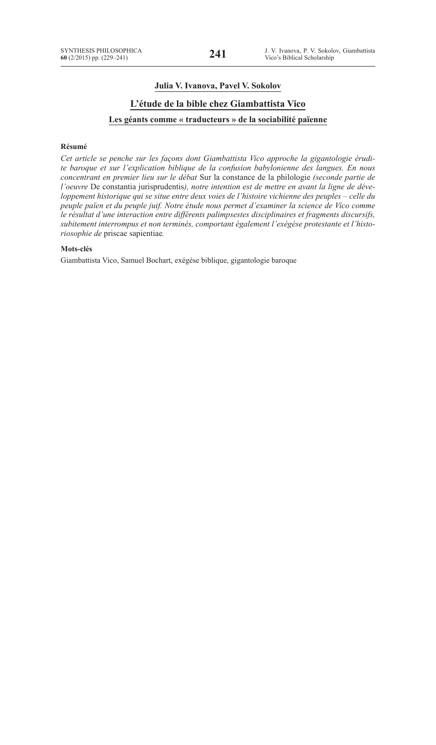**Julia V. Ivanova, Pavel V. Sokolov**

## L'étude de la bible chez Giambattista Vico

### Les géants comme « traducteurs » de la sociabilité païenne

**Résumé**

*Cet article se penche sur les façons dont Giambattista Vico approche la gigantologie érudite baroque et sur l'explication biblique de la confusion babylonienne des langues. En nous concentrant en premier lieu sur le débat* Sur la constance de la philologie *(seconde partie de l'oeuvre* De constantia jurisprudentis*), notre intention est de mettre en avant la ligne de développement historique qui se situe entre deux voies de l'histoire vichienne des peuples – celle du peuple païen et du peuple juif. Notre étude nous permet d'examiner la science de Vico comme le résultat d'une interaction entre différents palimpsestes disciplinaires et fragments discursifs, subitement interrompus et non terminés, comportant également l'exégèse protestante et l'historiosophie de* priscae sapientiae*.*

**Mots-clés**

Giambattista Vico, Samuel Bochart, exégèse biblique, gigantologie baroque